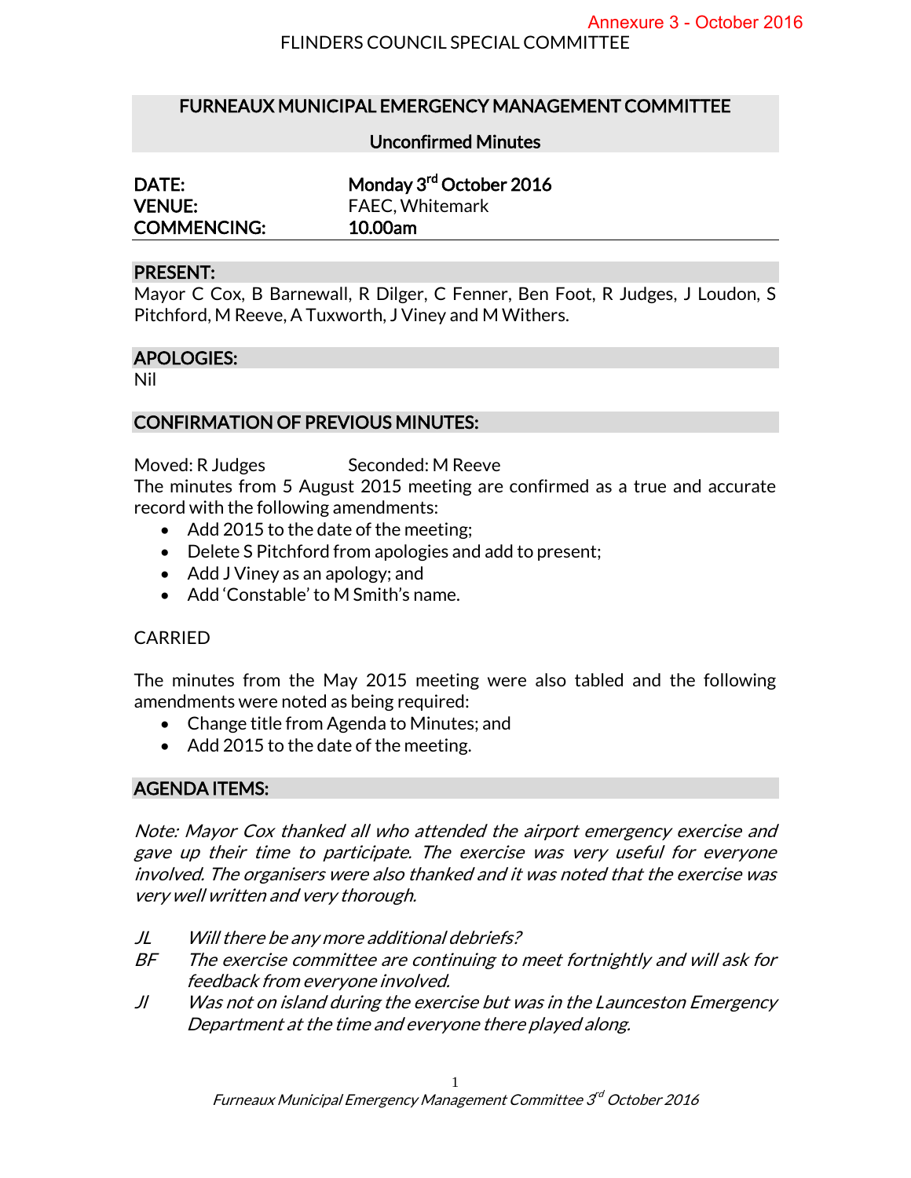Annexure 3 - October 2016

FLINDERS COUNCIL SPECIAL COMMITTEE

# FURNEAUX MUNICIPAL EMERGENCY MANAGEMENT COMMITTEE

## Unconfirmed Minutes

| | |
|---|---|
| **DATE:** | **Monday 3rd October 2016** |
| **VENUE:** | FAEC, Whitemark |
| **COMMENCING:** | **10.00am** |

### PRESENT:

Mayor C Cox, B Barnewall, R Dilger, C Fenner, Ben Foot, R Judges, J Loudon, S Pitchford, M Reeve, A Tuxworth, J Viney and M Withers.

### APOLOGIES:

Nil

### CONFIRMATION OF PREVIOUS MINUTES:

Moved: R Judges Seconded: M Reeve

The minutes from 5 August 2015 meeting are confirmed as a true and accurate record with the following amendments:

- Add 2015 to the date of the meeting;
- Delete S Pitchford from apologies and add to present;
- Add J Viney as an apology; and
- Add 'Constable' to M Smith's name.

CARRIED

The minutes from the May 2015 meeting were also tabled and the following amendments were noted as being required:

- Change title from Agenda to Minutes; and
- Add 2015 to the date of the meeting.

### AGENDA ITEMS:

*Note: Mayor Cox thanked all who attended the airport emergency exercise and gave up their time to participate. The exercise was very useful for everyone involved. The organisers were also thanked and it was noted that the exercise was very well written and very thorough.*

*JL Will there be any more additional debriefs?*

*BF The exercise committee are continuing to meet fortnightly and will ask for feedback from everyone involved.*

*Jl Was not on island during the exercise but was in the Launceston Emergency Department at the time and everyone there played along.*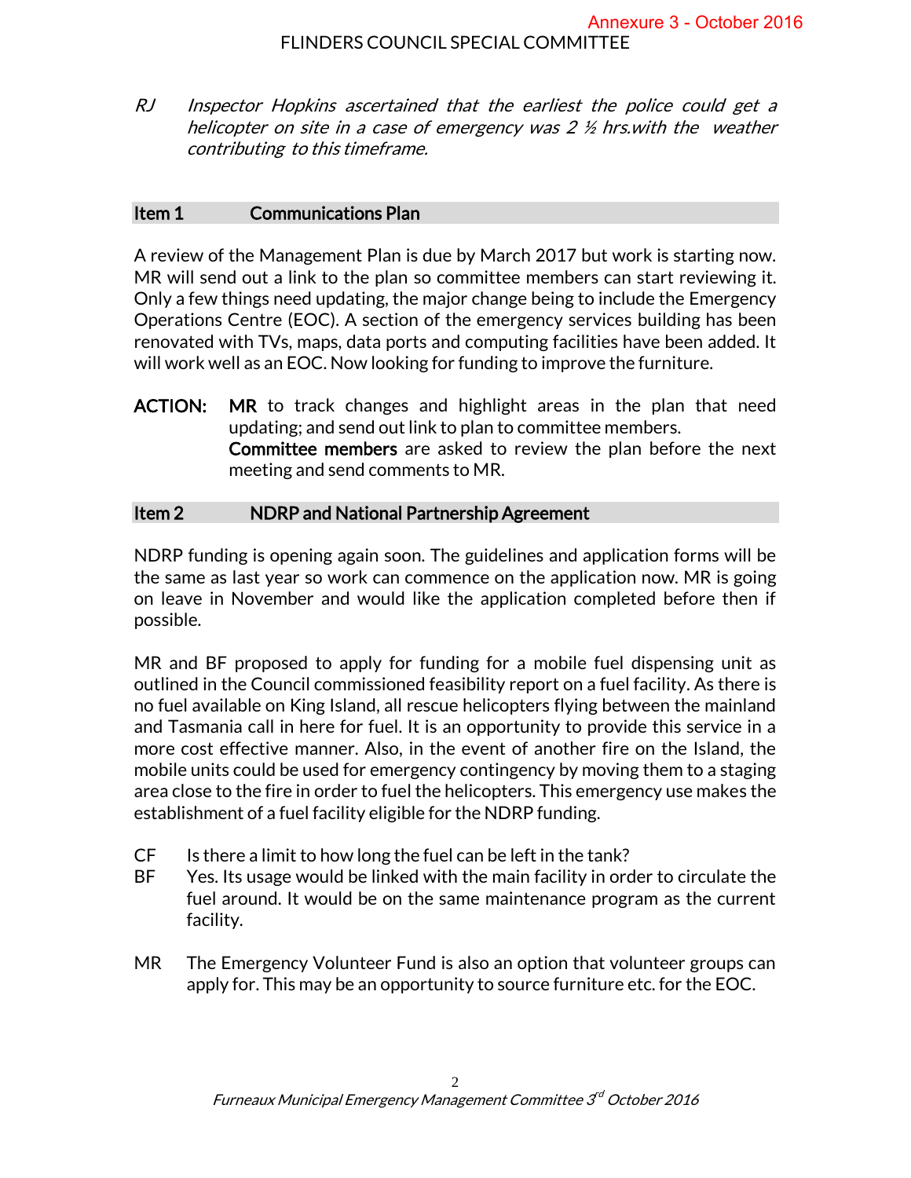RJ *Inspector Hopkins ascertained that the earliest the police could get a helicopter on site in a case of emergency was 2 ½ hrs.with the weather contributing to this timeframe.*

## Item 1 Communications Plan

A review of the Management Plan is due by March 2017 but work is starting now. MR will send out a link to the plan so committee members can start reviewing it. Only a few things need updating, the major change being to include the Emergency Operations Centre (EOC). A section of the emergency services building has been renovated with TVs, maps, data ports and computing facilities have been added. It will work well as an EOC. Now looking for funding to improve the furniture.

**ACTION:** **MR** to track changes and highlight areas in the plan that need updating; and send out link to plan to committee members.
**Committee members** are asked to review the plan before the next meeting and send comments to MR.

## Item 2 NDRP and National Partnership Agreement

NDRP funding is opening again soon. The guidelines and application forms will be the same as last year so work can commence on the application now. MR is going on leave in November and would like the application completed before then if possible.

MR and BF proposed to apply for funding for a mobile fuel dispensing unit as outlined in the Council commissioned feasibility report on a fuel facility. As there is no fuel available on King Island, all rescue helicopters flying between the mainland and Tasmania call in here for fuel. It is an opportunity to provide this service in a more cost effective manner. Also, in the event of another fire on the Island, the mobile units could be used for emergency contingency by moving them to a staging area close to the fire in order to fuel the helicopters. This emergency use makes the establishment of a fuel facility eligible for the NDRP funding.

CF Is there a limit to how long the fuel can be left in the tank?
BF Yes. Its usage would be linked with the main facility in order to circulate the fuel around. It would be on the same maintenance program as the current facility.

MR The Emergency Volunteer Fund is also an option that volunteer groups can apply for. This may be an opportunity to source furniture etc. for the EOC.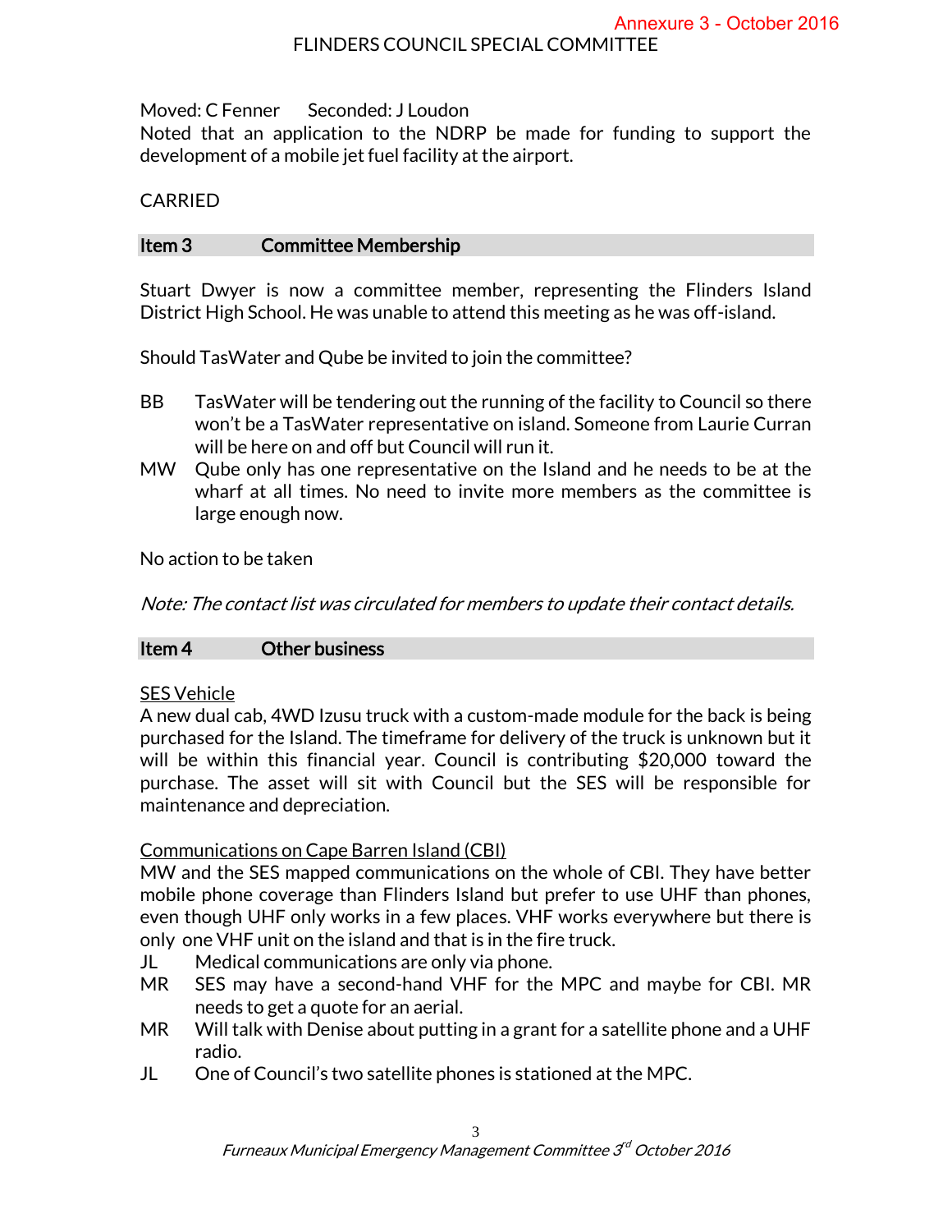Moved: C Fenner Seconded: J Loudon

Noted that an application to the NDRP be made for funding to support the development of a mobile jet fuel facility at the airport.

CARRIED

## Item 3 Committee Membership

Stuart Dwyer is now a committee member, representing the Flinders Island District High School. He was unable to attend this meeting as he was off-island.

Should TasWater and Qube be invited to join the committee?

BB TasWater will be tendering out the running of the facility to Council so there won't be a TasWater representative on island. Someone from Laurie Curran will be here on and off but Council will run it.

MW Qube only has one representative on the Island and he needs to be at the wharf at all times. No need to invite more members as the committee is large enough now.

No action to be taken

*Note: The contact list was circulated for members to update their contact details.*

## Item 4 Other business

<u>SES Vehicle</u>

A new dual cab, 4WD Izusu truck with a custom-made module for the back is being purchased for the Island. The timeframe for delivery of the truck is unknown but it will be within this financial year. Council is contributing $20,000 toward the purchase. The asset will sit with Council but the SES will be responsible for maintenance and depreciation.

<u>Communications on Cape Barren Island (CBI)</u>

MW and the SES mapped communications on the whole of CBI. They have better mobile phone coverage than Flinders Island but prefer to use UHF than phones, even though UHF only works in a few places. VHF works everywhere but there is only one VHF unit on the island and that is in the fire truck.

JL Medical communications are only via phone.

MR SES may have a second-hand VHF for the MPC and maybe for CBI. MR needs to get a quote for an aerial.

MR Will talk with Denise about putting in a grant for a satellite phone and a UHF radio.

JL One of Council's two satellite phones is stationed at the MPC.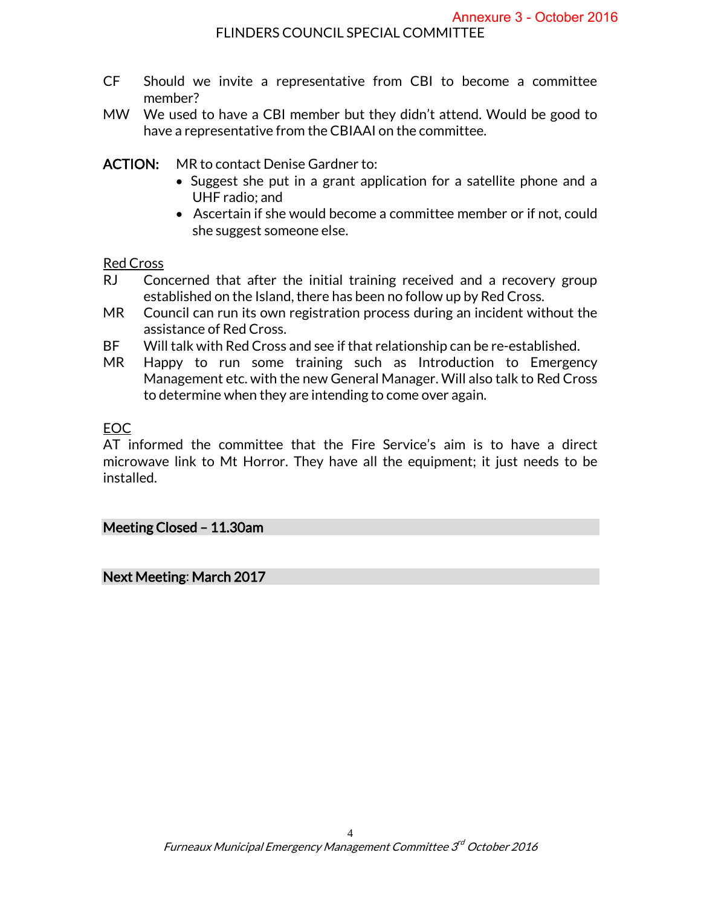CF Should we invite a representative from CBI to become a committee member?

MW We used to have a CBI member but they didn't attend. Would be good to have a representative from the CBIAAI on the committee.

**ACTION:** MR to contact Denise Gardner to:

- Suggest she put in a grant application for a satellite phone and a UHF radio; and
- Ascertain if she would become a committee member or if not, could she suggest someone else.

Red Cross

RJ Concerned that after the initial training received and a recovery group established on the Island, there has been no follow up by Red Cross.

MR Council can run its own registration process during an incident without the assistance of Red Cross.

BF Will talk with Red Cross and see if that relationship can be re-established.

MR Happy to run some training such as Introduction to Emergency Management etc. with the new General Manager. Will also talk to Red Cross to determine when they are intending to come over again.

EOC

AT informed the committee that the Fire Service's aim is to have a direct microwave link to Mt Horror. They have all the equipment; it just needs to be installed.

**Meeting Closed – 11.30am**

**Next Meeting: March 2017**